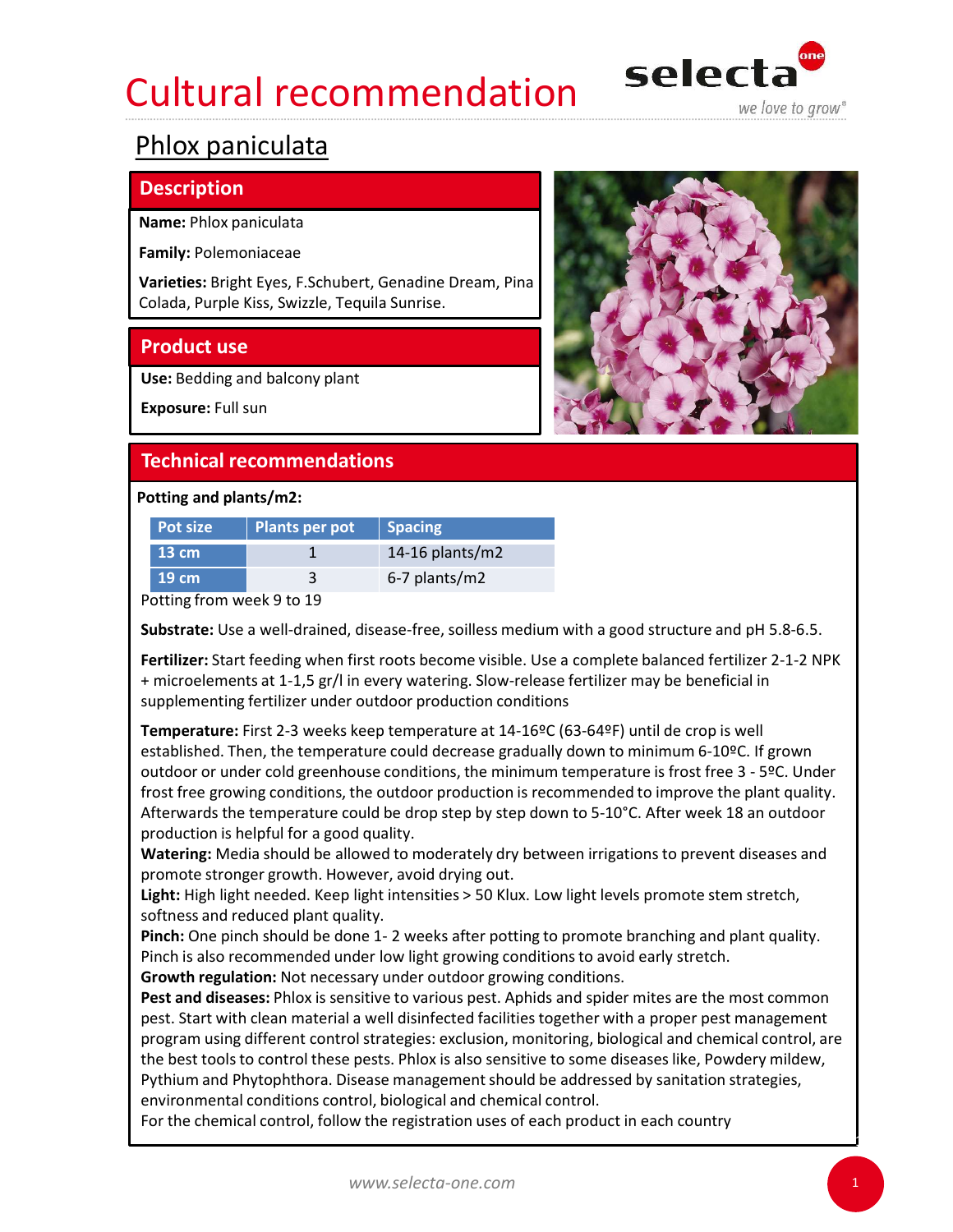# Cultural recommendation

## Phlox paniculata

### Description

**Name:** Phlox paniculata

**Family:** Polemoniaceae

**Varieties:** Bright Eyes, F.Schubert, Genadine Dream, Pina Colada, Purple Kiss, Swizzle, Tequila Sunrise.

### Product use

**Use:** Bedding and balcony plant

**Exposure:** Full sun

### Technical recommendations

**Potting and plants/m2:**

| Pot size | Plants per pot | Spacing |
|---|---|---|
| 13 cm | 1 | 14-16 plants/m2 |
| 19 cm | 3 | 6-7 plants/m2 |

Potting from week 9 to 19

**Substrate:** Use a well-drained, disease-free, soilless medium with a good structure and pH 5.8-6.5.

**Fertilizer:** Start feeding when first roots become visible. Use a complete balanced fertilizer 2-1-2 NPK + microelements at 1-1,5 gr/l in every watering. Slow-release fertilizer may be beneficial in supplementing fertilizer under outdoor production conditions

**Temperature:** First 2-3 weeks keep temperature at 14-16ºC (63-64ºF) until de crop is well established. Then, the temperature could decrease gradually down to minimum 6-10ºC. If grown outdoor or under cold greenhouse conditions, the minimum temperature is frost free 3 - 5ºC. Under frost free growing conditions, the outdoor production is recommended to improve the plant quality. Afterwards the temperature could be drop step by step down to 5-10°C. After week 18 an outdoor production is helpful for a good quality.

**Watering:** Media should be allowed to moderately dry between irrigations to prevent diseases and promote stronger growth. However, avoid drying out.

**Light:** High light needed. Keep light intensities > 50 Klux. Low light levels promote stem stretch, softness and reduced plant quality.

**Pinch:** One pinch should be done 1- 2 weeks after potting to promote branching and plant quality. Pinch is also recommended under low light growing conditions to avoid early stretch.

**Growth regulation:** Not necessary under outdoor growing conditions.

**Pest and diseases:** Phlox is sensitive to various pest. Aphids and spider mites are the most common pest. Start with clean material a well disinfected facilities together with a proper pest management program using different control strategies: exclusion, monitoring, biological and chemical control, are the best tools to control these pests. Phlox is also sensitive to some diseases like, Powdery mildew, Pythium and Phytophthora. Disease management should be addressed by sanitation strategies, environmental conditions control, biological and chemical control.

For the chemical control, follow the registration uses of each product in each country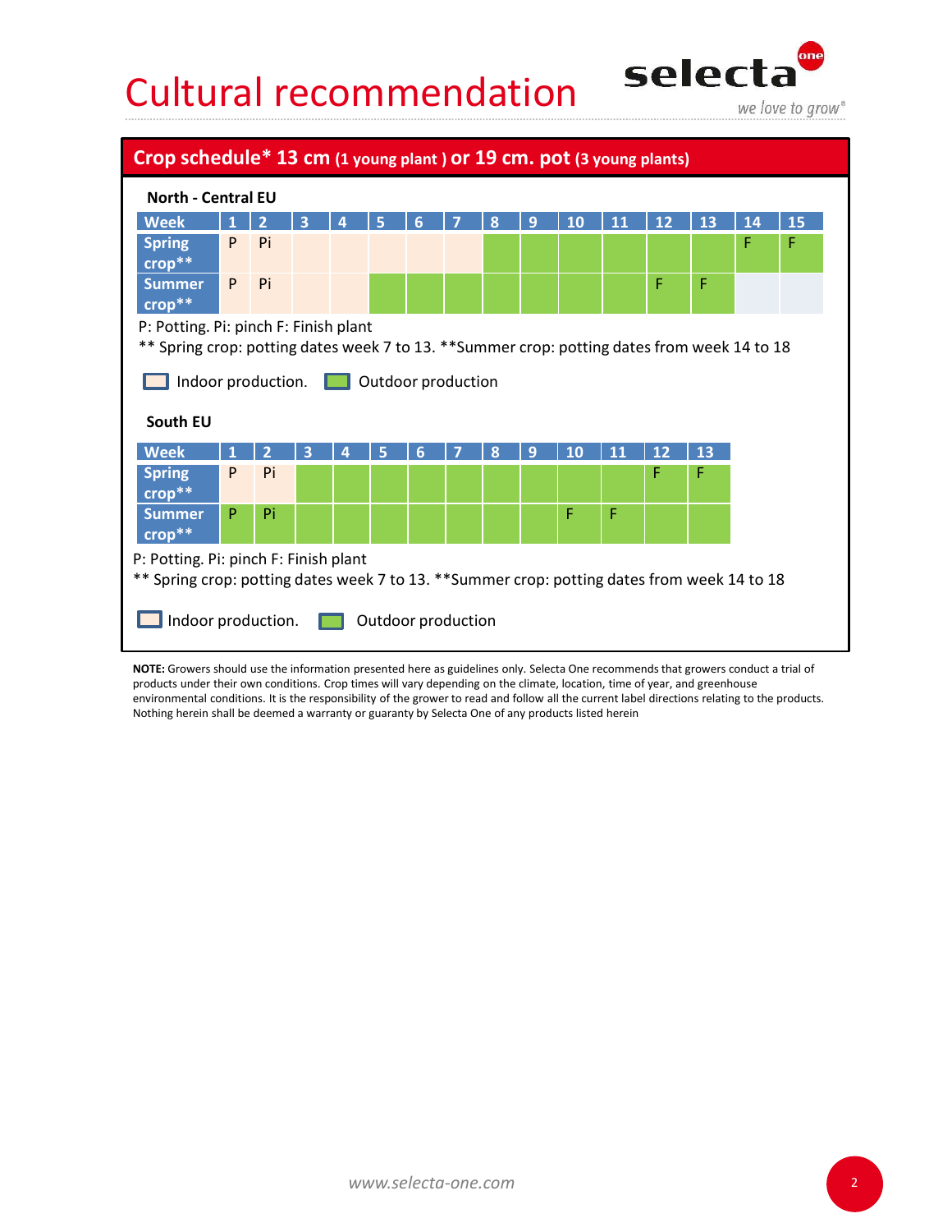# Cultural recommendation

selecta one
*we love to grow®*

## Crop schedule* 13 cm (1 young plant ) or 19 cm. pot (3 young plants)

### North - Central EU

| Week | 1 | 2 | 3 | 4 | 5 | 6 | 7 | 8 | 9 | 10 | 11 | 12 | 13 | 14 | 15 |
|---|---|---|---|---|---|---|---|---|---|---|---|---|---|---|---|
| Spring crop** | P | Pi | | | | | | | | | | | | F | F |
| Summer crop** | P | Pi | | | | | | | | | | F | F | | |

P: Potting. Pi: pinch F: Finish plant

** Spring crop: potting dates week 7 to 13. **Summer crop: potting dates from week 14 to 18

Indoor production. Outdoor production

### South EU

| Week | 1 | 2 | 3 | 4 | 5 | 6 | 7 | 8 | 9 | 10 | 11 | 12 | 13 |
|---|---|---|---|---|---|---|---|---|---|---|---|---|---|
| Spring crop** | P | Pi | | | | | | | | | | F | F |
| Summer crop** | P | Pi | | | | | | | | F | F | | |

P: Potting. Pi: pinch F: Finish plant

** Spring crop: potting dates week 7 to 13. **Summer crop: potting dates from week 14 to 18

Indoor production. Outdoor production

**NOTE:** Growers should use the information presented here as guidelines only. Selecta One recommends that growers conduct a trial of products under their own conditions. Crop times will vary depending on the climate, location, time of year, and greenhouse environmental conditions. It is the responsibility of the grower to read and follow all the current label directions relating to the products. Nothing herein shall be deemed a warranty or guaranty by Selecta One of any products listed herein

*www.selecta-one.com*